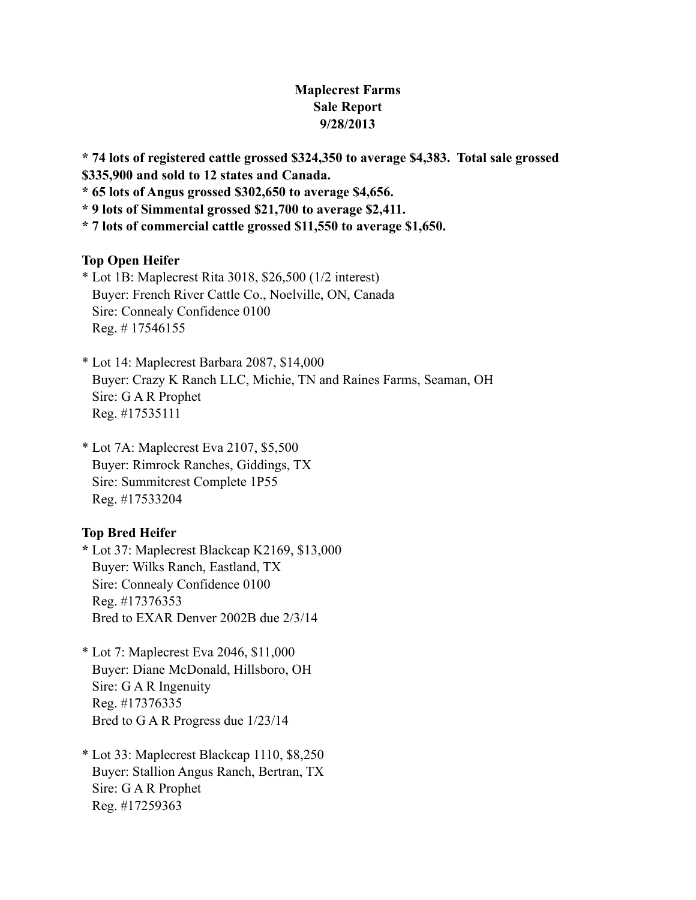# Maplecrest Farms
## Sale Report
## 9/28/2013

**\* 74 lots of registered cattle grossed $324,350 to average $4,383. Total sale grossed $335,900 and sold to 12 states and Canada.**
**\* 65 lots of Angus grossed $302,650 to average $4,656.**
**\* 9 lots of Simmental grossed $21,700 to average $2,411.**
**\* 7 lots of commercial cattle grossed $11,550 to average $1,650.**

**Top Open Heifer**

\* Lot 1B: Maplecrest Rita 3018, $26,500 (1/2 interest)
Buyer: French River Cattle Co., Noelville, ON, Canada
Sire: Connealy Confidence 0100
Reg. # 17546155

\* Lot 14: Maplecrest Barbara 2087, $14,000
Buyer: Crazy K Ranch LLC, Michie, TN and Raines Farms, Seaman, OH
Sire: G A R Prophet
Reg. #17535111

\* Lot 7A: Maplecrest Eva 2107, $5,500
Buyer: Rimrock Ranches, Giddings, TX
Sire: Summitcrest Complete 1P55
Reg. #17533204

**Top Bred Heifer**

**\*** Lot 37: Maplecrest Blackcap K2169, $13,000
Buyer: Wilks Ranch, Eastland, TX
Sire: Connealy Confidence 0100
Reg. #17376353
Bred to EXAR Denver 2002B due 2/3/14

\* Lot 7: Maplecrest Eva 2046, $11,000
Buyer: Diane McDonald, Hillsboro, OH
Sire: G A R Ingenuity
Reg. #17376335
Bred to G A R Progress due 1/23/14

\* Lot 33: Maplecrest Blackcap 1110, $8,250
Buyer: Stallion Angus Ranch, Bertran, TX
Sire: G A R Prophet
Reg. #17259363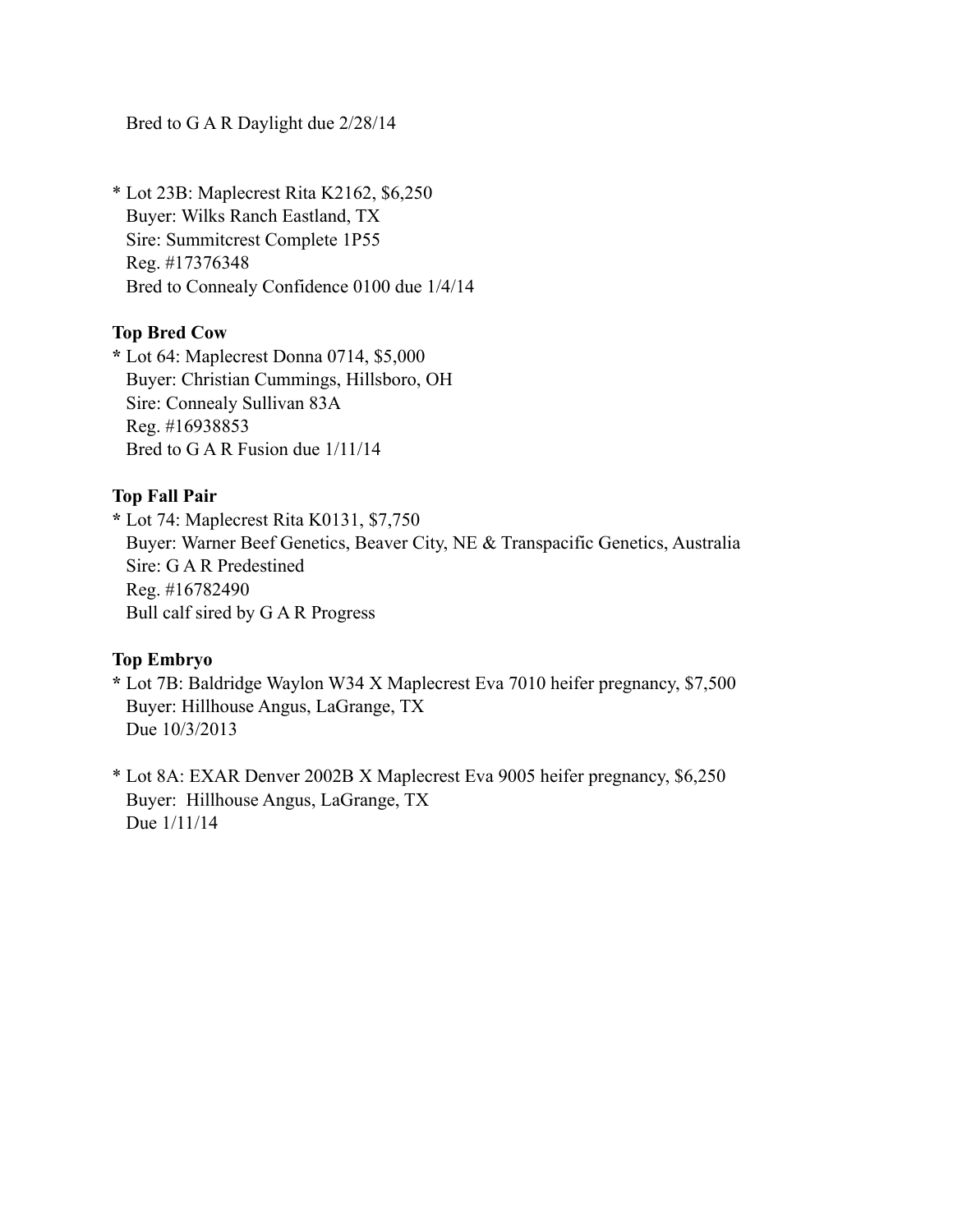Bred to G A R Daylight due 2/28/14

* Lot 23B: Maplecrest Rita K2162, $6,250
  Buyer: Wilks Ranch Eastland, TX
  Sire: Summitcrest Complete 1P55
  Reg. #17376348
  Bred to Connealy Confidence 0100 due 1/4/14

**Top Bred Cow**

* Lot 64: Maplecrest Donna 0714, $5,000
  Buyer: Christian Cummings, Hillsboro, OH
  Sire: Connealy Sullivan 83A
  Reg. #16938853
  Bred to G A R Fusion due 1/11/14

**Top Fall Pair**

* Lot 74: Maplecrest Rita K0131, $7,750
  Buyer: Warner Beef Genetics, Beaver City, NE & Transpacific Genetics, Australia
  Sire: G A R Predestined
  Reg. #16782490
  Bull calf sired by G A R Progress

**Top Embryo**

* Lot 7B: Baldridge Waylon W34 X Maplecrest Eva 7010 heifer pregnancy, $7,500
  Buyer: Hillhouse Angus, LaGrange, TX
  Due 10/3/2013

* Lot 8A: EXAR Denver 2002B X Maplecrest Eva 9005 heifer pregnancy, $6,250
  Buyer: Hillhouse Angus, LaGrange, TX
  Due 1/11/14